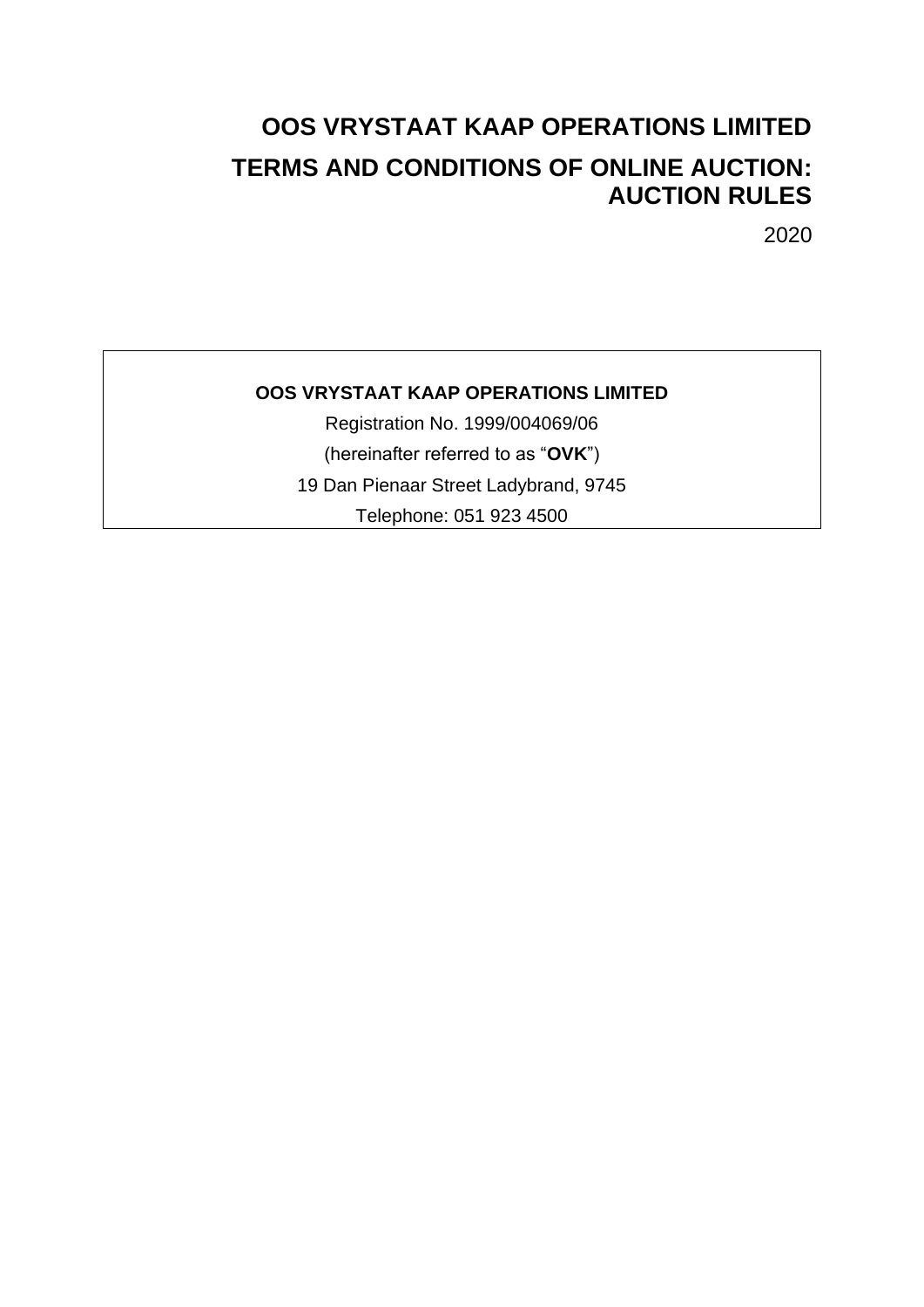# OOS VRYSTAAT KAAP OPERATIONS LIMITED

# TERMS AND CONDITIONS OF ONLINE AUCTION: AUCTION RULES

2020

**OOS VRYSTAAT KAAP OPERATIONS LIMITED**

Registration No. 1999/004069/06

(hereinafter referred to as "**OVK**")

19 Dan Pienaar Street Ladybrand, 9745

Telephone: 051 923 4500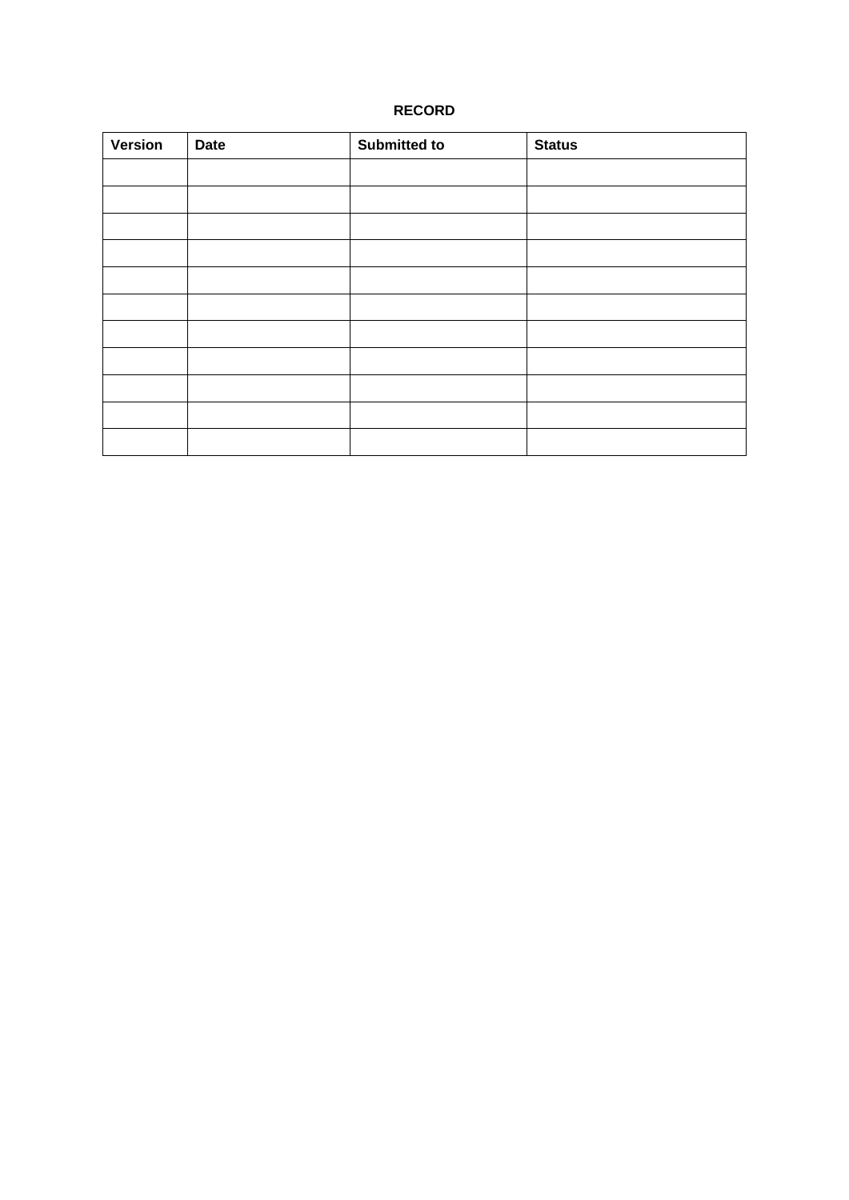**RECORD**

| Version | Date | Submitted to | Status |
|---|---|---|---|
| | | | |
| | | | |
| | | | |
| | | | |
| | | | |
| | | | |
| | | | |
| | | | |
| | | | |
| | | | |
| | | | |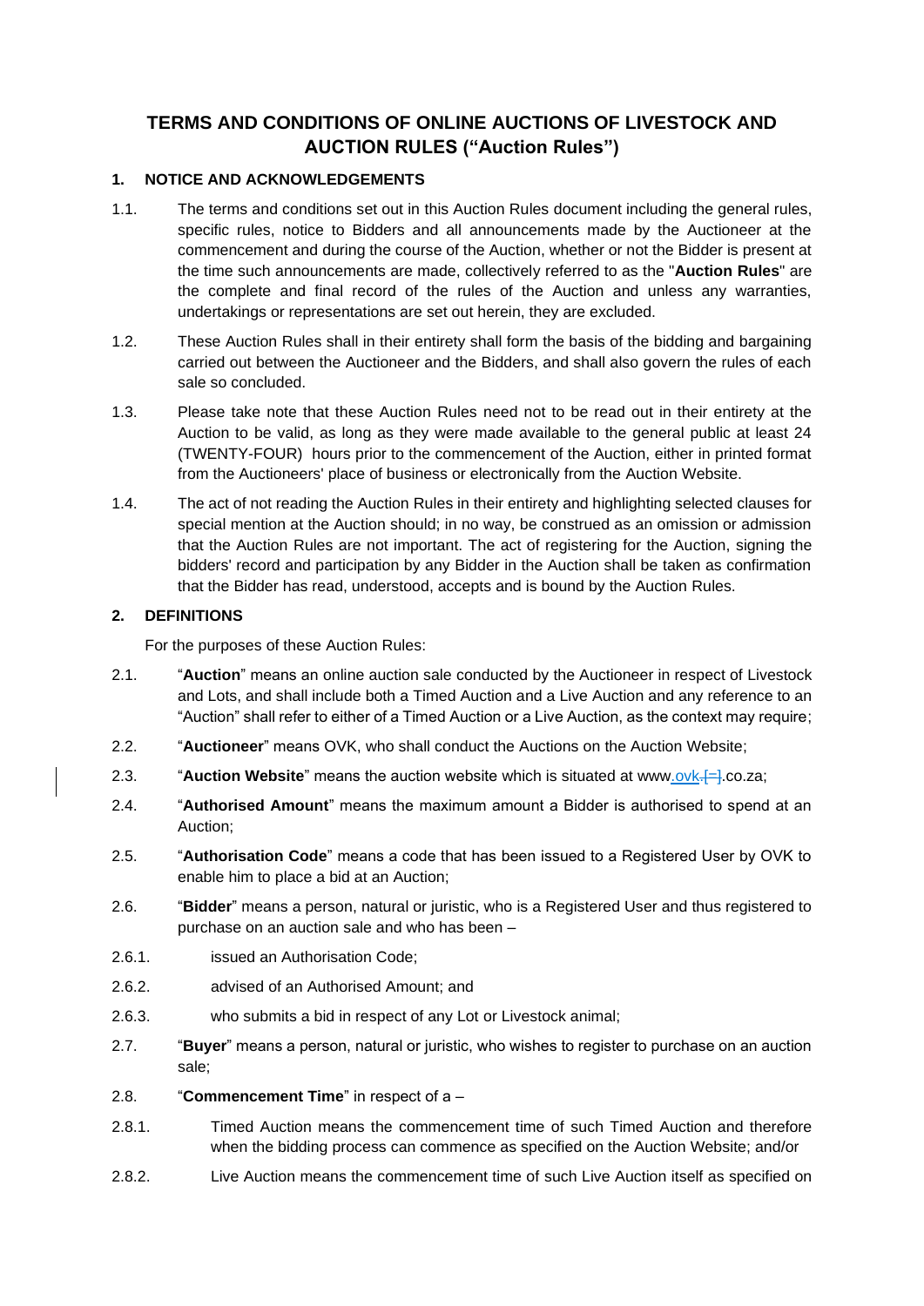# TERMS AND CONDITIONS OF ONLINE AUCTIONS OF LIVESTOCK AND AUCTION RULES ("Auction Rules")

## 1. NOTICE AND ACKNOWLEDGEMENTS

1.1. The terms and conditions set out in this Auction Rules document including the general rules, specific rules, notice to Bidders and all announcements made by the Auctioneer at the commencement and during the course of the Auction, whether or not the Bidder is present at the time such announcements are made, collectively referred to as the "**Auction Rules**" are the complete and final record of the rules of the Auction and unless any warranties, undertakings or representations are set out herein, they are excluded.

1.2. These Auction Rules shall in their entirety shall form the basis of the bidding and bargaining carried out between the Auctioneer and the Bidders, and shall also govern the rules of each sale so concluded.

1.3. Please take note that these Auction Rules need not to be read out in their entirety at the Auction to be valid, as long as they were made available to the general public at least 24 (TWENTY-FOUR) hours prior to the commencement of the Auction, either in printed format from the Auctioneers' place of business or electronically from the Auction Website.

1.4. The act of not reading the Auction Rules in their entirety and highlighting selected clauses for special mention at the Auction should; in no way, be construed as an omission or admission that the Auction Rules are not important. The act of registering for the Auction, signing the bidders' record and participation by any Bidder in the Auction shall be taken as confirmation that the Bidder has read, understood, accepts and is bound by the Auction Rules.

## 2. DEFINITIONS

For the purposes of these Auction Rules:

2.1. "**Auction**" means an online auction sale conducted by the Auctioneer in respect of Livestock and Lots, and shall include both a Timed Auction and a Live Auction and any reference to an "Auction" shall refer to either of a Timed Auction or a Live Auction, as the context may require;

2.2. "**Auctioneer**" means OVK, who shall conduct the Auctions on the Auction Website;

2.3. "**Auction Website**" means the auction website which is situated at www.ovk.~~.[=]~~.co.za;

2.4. "**Authorised Amount**" means the maximum amount a Bidder is authorised to spend at an Auction;

2.5. "**Authorisation Code**" means a code that has been issued to a Registered User by OVK to enable him to place a bid at an Auction;

2.6. "**Bidder**" means a person, natural or juristic, who is a Registered User and thus registered to purchase on an auction sale and who has been –

2.6.1. issued an Authorisation Code;

2.6.2. advised of an Authorised Amount; and

2.6.3. who submits a bid in respect of any Lot or Livestock animal;

2.7. "**Buyer**" means a person, natural or juristic, who wishes to register to purchase on an auction sale;

2.8. "**Commencement Time**" in respect of a –

2.8.1. Timed Auction means the commencement time of such Timed Auction and therefore when the bidding process can commence as specified on the Auction Website; and/or

2.8.2. Live Auction means the commencement time of such Live Auction itself as specified on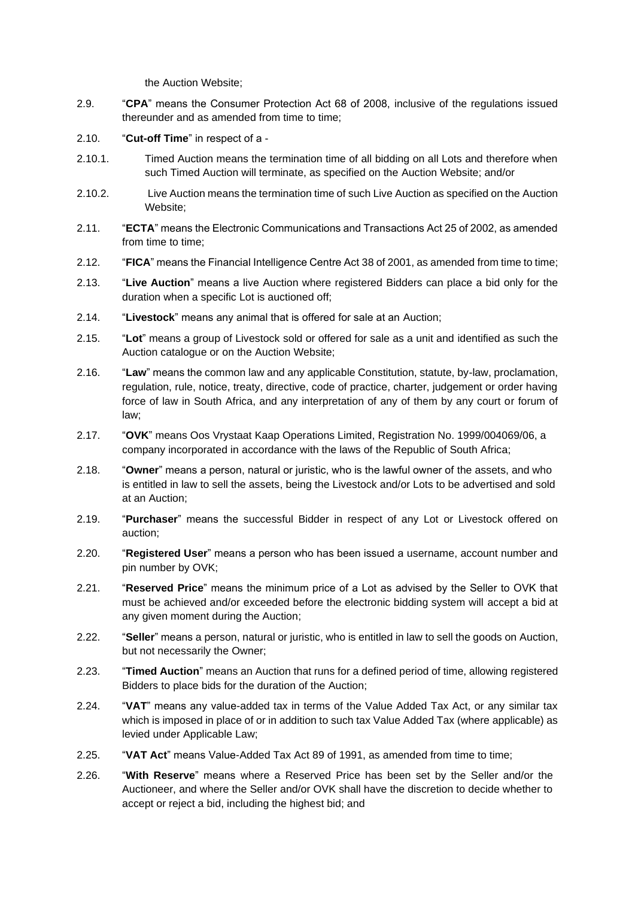the Auction Website;

2.9. "**CPA**" means the Consumer Protection Act 68 of 2008, inclusive of the regulations issued thereunder and as amended from time to time;

2.10. "**Cut-off Time**" in respect of a -

2.10.1. Timed Auction means the termination time of all bidding on all Lots and therefore when such Timed Auction will terminate, as specified on the Auction Website; and/or

2.10.2. Live Auction means the termination time of such Live Auction as specified on the Auction Website;

2.11. "**ECTA**" means the Electronic Communications and Transactions Act 25 of 2002, as amended from time to time;

2.12. "**FICA**" means the Financial Intelligence Centre Act 38 of 2001, as amended from time to time;

2.13. "**Live Auction**" means a live Auction where registered Bidders can place a bid only for the duration when a specific Lot is auctioned off;

2.14. "**Livestock**" means any animal that is offered for sale at an Auction;

2.15. "**Lot**" means a group of Livestock sold or offered for sale as a unit and identified as such the Auction catalogue or on the Auction Website;

2.16. "**Law**" means the common law and any applicable Constitution, statute, by-law, proclamation, regulation, rule, notice, treaty, directive, code of practice, charter, judgement or order having force of law in South Africa, and any interpretation of any of them by any court or forum of law;

2.17. "**OVK**" means Oos Vrystaat Kaap Operations Limited, Registration No. 1999/004069/06, a company incorporated in accordance with the laws of the Republic of South Africa;

2.18. "**Owner**" means a person, natural or juristic, who is the lawful owner of the assets, and who is entitled in law to sell the assets, being the Livestock and/or Lots to be advertised and sold at an Auction;

2.19. "**Purchaser**" means the successful Bidder in respect of any Lot or Livestock offered on auction;

2.20. "**Registered User**" means a person who has been issued a username, account number and pin number by OVK;

2.21. "**Reserved Price**" means the minimum price of a Lot as advised by the Seller to OVK that must be achieved and/or exceeded before the electronic bidding system will accept a bid at any given moment during the Auction;

2.22. "**Seller**" means a person, natural or juristic, who is entitled in law to sell the goods on Auction, but not necessarily the Owner;

2.23. "**Timed Auction**" means an Auction that runs for a defined period of time, allowing registered Bidders to place bids for the duration of the Auction;

2.24. "**VAT**" means any value-added tax in terms of the Value Added Tax Act, or any similar tax which is imposed in place of or in addition to such tax Value Added Tax (where applicable) as levied under Applicable Law;

2.25. "**VAT Act**" means Value-Added Tax Act 89 of 1991, as amended from time to time;

2.26. "**With Reserve**" means where a Reserved Price has been set by the Seller and/or the Auctioneer, and where the Seller and/or OVK shall have the discretion to decide whether to accept or reject a bid, including the highest bid; and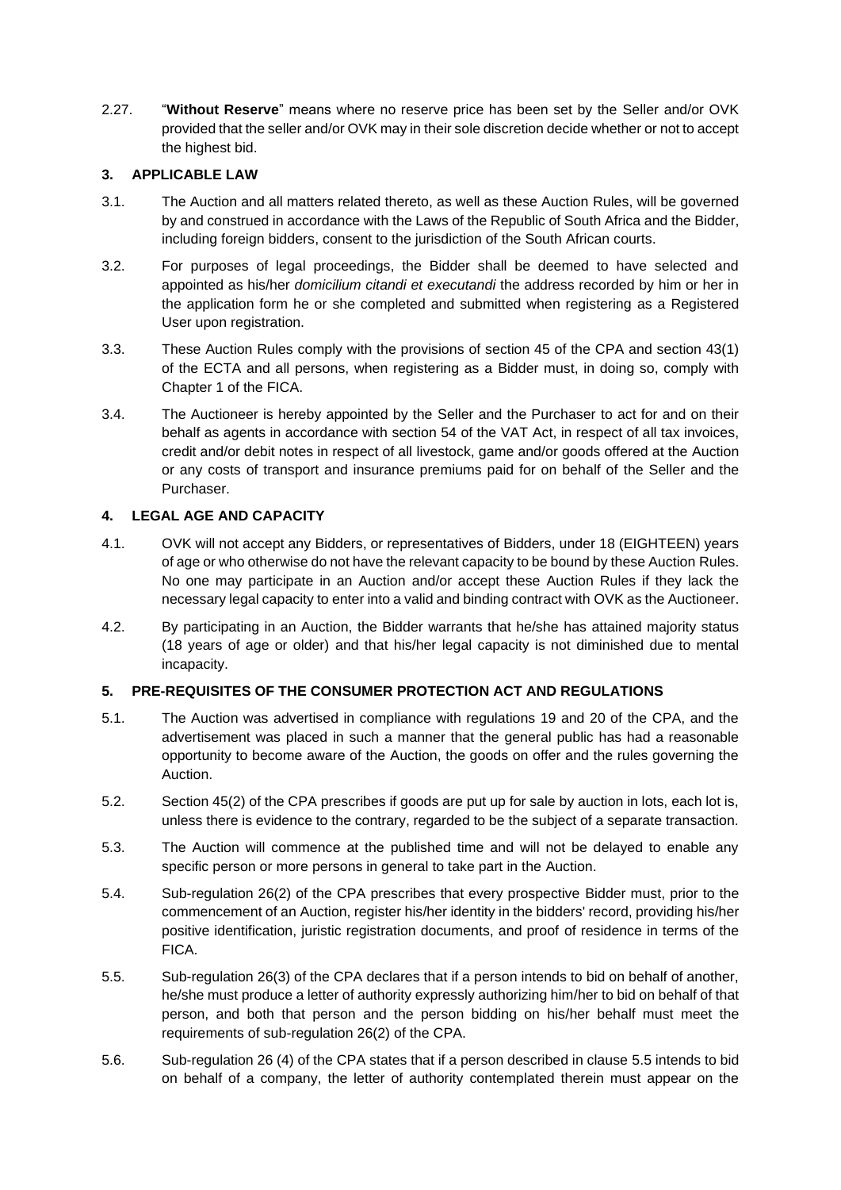2.27. "**Without Reserve**" means where no reserve price has been set by the Seller and/or OVK provided that the seller and/or OVK may in their sole discretion decide whether or not to accept the highest bid.

## 3. APPLICABLE LAW

3.1. The Auction and all matters related thereto, as well as these Auction Rules, will be governed by and construed in accordance with the Laws of the Republic of South Africa and the Bidder, including foreign bidders, consent to the jurisdiction of the South African courts.

3.2. For purposes of legal proceedings, the Bidder shall be deemed to have selected and appointed as his/her *domicilium citandi et executandi* the address recorded by him or her in the application form he or she completed and submitted when registering as a Registered User upon registration.

3.3. These Auction Rules comply with the provisions of section 45 of the CPA and section 43(1) of the ECTA and all persons, when registering as a Bidder must, in doing so, comply with Chapter 1 of the FICA.

3.4. The Auctioneer is hereby appointed by the Seller and the Purchaser to act for and on their behalf as agents in accordance with section 54 of the VAT Act, in respect of all tax invoices, credit and/or debit notes in respect of all livestock, game and/or goods offered at the Auction or any costs of transport and insurance premiums paid for on behalf of the Seller and the Purchaser.

## 4. LEGAL AGE AND CAPACITY

4.1. OVK will not accept any Bidders, or representatives of Bidders, under 18 (EIGHTEEN) years of age or who otherwise do not have the relevant capacity to be bound by these Auction Rules. No one may participate in an Auction and/or accept these Auction Rules if they lack the necessary legal capacity to enter into a valid and binding contract with OVK as the Auctioneer.

4.2. By participating in an Auction, the Bidder warrants that he/she has attained majority status (18 years of age or older) and that his/her legal capacity is not diminished due to mental incapacity.

## 5. PRE-REQUISITES OF THE CONSUMER PROTECTION ACT AND REGULATIONS

5.1. The Auction was advertised in compliance with regulations 19 and 20 of the CPA, and the advertisement was placed in such a manner that the general public has had a reasonable opportunity to become aware of the Auction, the goods on offer and the rules governing the Auction.

5.2. Section 45(2) of the CPA prescribes if goods are put up for sale by auction in lots, each lot is, unless there is evidence to the contrary, regarded to be the subject of a separate transaction.

5.3. The Auction will commence at the published time and will not be delayed to enable any specific person or more persons in general to take part in the Auction.

5.4. Sub-regulation 26(2) of the CPA prescribes that every prospective Bidder must, prior to the commencement of an Auction, register his/her identity in the bidders' record, providing his/her positive identification, juristic registration documents, and proof of residence in terms of the FICA.

5.5. Sub-regulation 26(3) of the CPA declares that if a person intends to bid on behalf of another, he/she must produce a letter of authority expressly authorizing him/her to bid on behalf of that person, and both that person and the person bidding on his/her behalf must meet the requirements of sub-regulation 26(2) of the CPA.

5.6. Sub-regulation 26 (4) of the CPA states that if a person described in clause 5.5 intends to bid on behalf of a company, the letter of authority contemplated therein must appear on the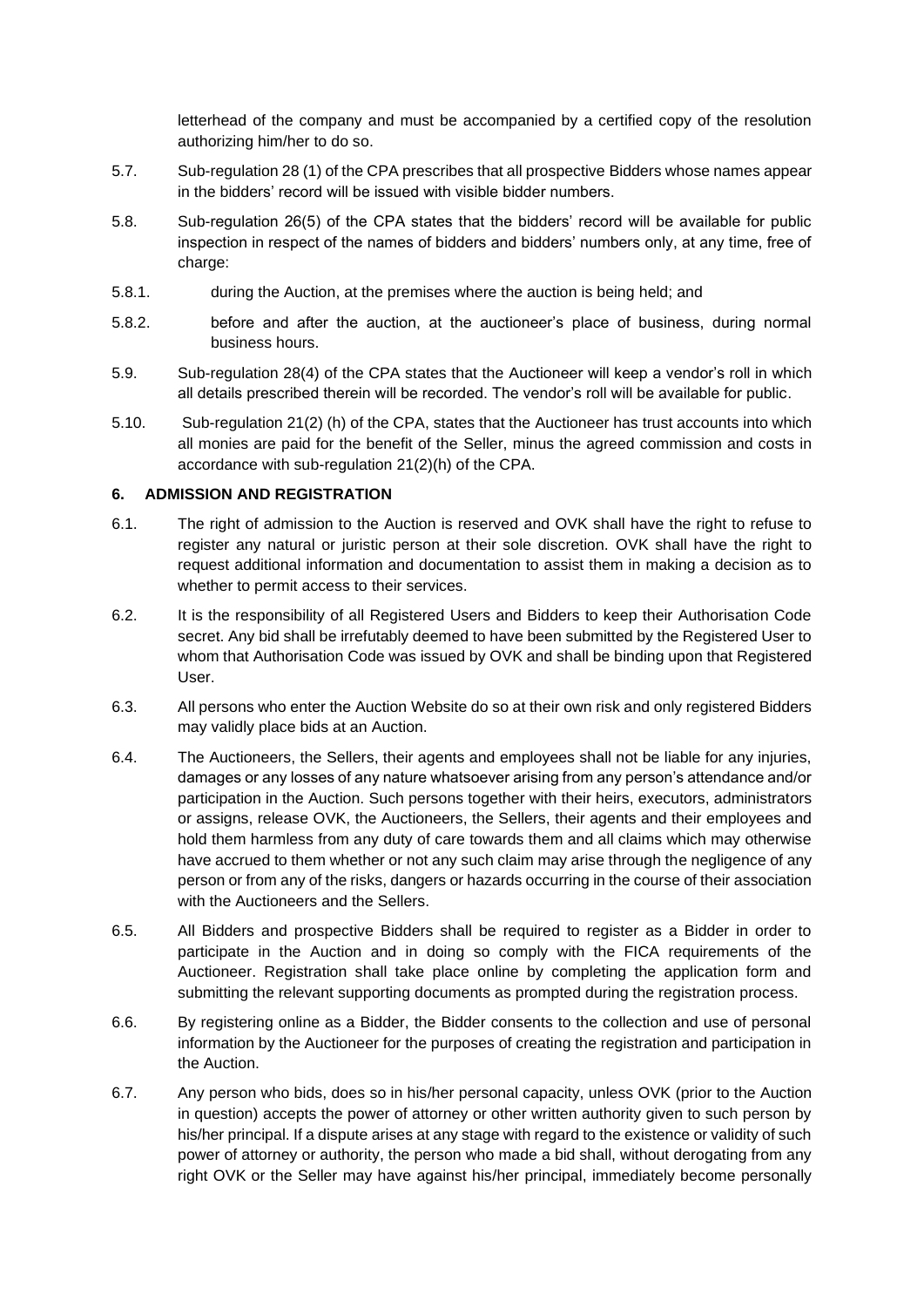letterhead of the company and must be accompanied by a certified copy of the resolution authorizing him/her to do so.

5.7. Sub-regulation 28 (1) of the CPA prescribes that all prospective Bidders whose names appear in the bidders' record will be issued with visible bidder numbers.

5.8. Sub-regulation 26(5) of the CPA states that the bidders' record will be available for public inspection in respect of the names of bidders and bidders' numbers only, at any time, free of charge:

5.8.1. during the Auction, at the premises where the auction is being held; and

5.8.2. before and after the auction, at the auctioneer's place of business, during normal business hours.

5.9. Sub-regulation 28(4) of the CPA states that the Auctioneer will keep a vendor's roll in which all details prescribed therein will be recorded. The vendor's roll will be available for public.

5.10. Sub-regulation 21(2) (h) of the CPA, states that the Auctioneer has trust accounts into which all monies are paid for the benefit of the Seller, minus the agreed commission and costs in accordance with sub-regulation 21(2)(h) of the CPA.

**6. ADMISSION AND REGISTRATION**

6.1. The right of admission to the Auction is reserved and OVK shall have the right to refuse to register any natural or juristic person at their sole discretion. OVK shall have the right to request additional information and documentation to assist them in making a decision as to whether to permit access to their services.

6.2. It is the responsibility of all Registered Users and Bidders to keep their Authorisation Code secret. Any bid shall be irrefutably deemed to have been submitted by the Registered User to whom that Authorisation Code was issued by OVK and shall be binding upon that Registered User.

6.3. All persons who enter the Auction Website do so at their own risk and only registered Bidders may validly place bids at an Auction.

6.4. The Auctioneers, the Sellers, their agents and employees shall not be liable for any injuries, damages or any losses of any nature whatsoever arising from any person's attendance and/or participation in the Auction. Such persons together with their heirs, executors, administrators or assigns, release OVK, the Auctioneers, the Sellers, their agents and their employees and hold them harmless from any duty of care towards them and all claims which may otherwise have accrued to them whether or not any such claim may arise through the negligence of any person or from any of the risks, dangers or hazards occurring in the course of their association with the Auctioneers and the Sellers.

6.5. All Bidders and prospective Bidders shall be required to register as a Bidder in order to participate in the Auction and in doing so comply with the FICA requirements of the Auctioneer. Registration shall take place online by completing the application form and submitting the relevant supporting documents as prompted during the registration process.

6.6. By registering online as a Bidder, the Bidder consents to the collection and use of personal information by the Auctioneer for the purposes of creating the registration and participation in the Auction.

6.7. Any person who bids, does so in his/her personal capacity, unless OVK (prior to the Auction in question) accepts the power of attorney or other written authority given to such person by his/her principal. If a dispute arises at any stage with regard to the existence or validity of such power of attorney or authority, the person who made a bid shall, without derogating from any right OVK or the Seller may have against his/her principal, immediately become personally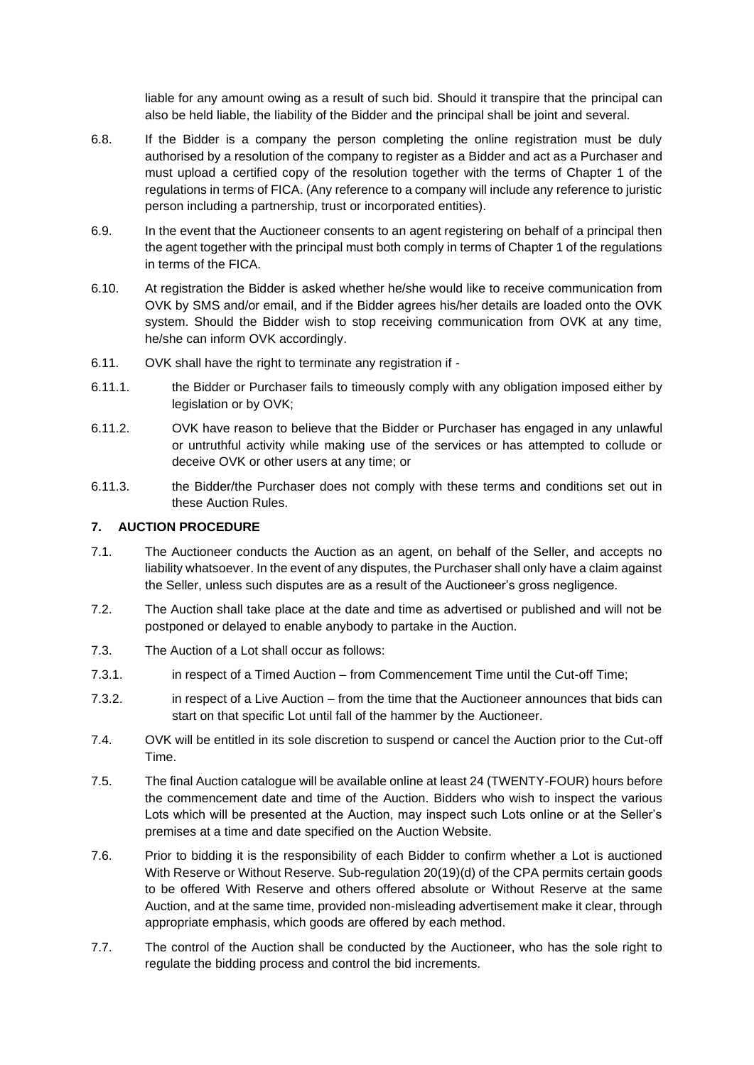liable for any amount owing as a result of such bid. Should it transpire that the principal can also be held liable, the liability of the Bidder and the principal shall be joint and several.

6.8. If the Bidder is a company the person completing the online registration must be duly authorised by a resolution of the company to register as a Bidder and act as a Purchaser and must upload a certified copy of the resolution together with the terms of Chapter 1 of the regulations in terms of FICA. (Any reference to a company will include any reference to juristic person including a partnership, trust or incorporated entities).

6.9. In the event that the Auctioneer consents to an agent registering on behalf of a principal then the agent together with the principal must both comply in terms of Chapter 1 of the regulations in terms of the FICA.

6.10. At registration the Bidder is asked whether he/she would like to receive communication from OVK by SMS and/or email, and if the Bidder agrees his/her details are loaded onto the OVK system. Should the Bidder wish to stop receiving communication from OVK at any time, he/she can inform OVK accordingly.

6.11. OVK shall have the right to terminate any registration if -

6.11.1. the Bidder or Purchaser fails to timeously comply with any obligation imposed either by legislation or by OVK;

6.11.2. OVK have reason to believe that the Bidder or Purchaser has engaged in any unlawful or untruthful activity while making use of the services or has attempted to collude or deceive OVK or other users at any time; or

6.11.3. the Bidder/the Purchaser does not comply with these terms and conditions set out in these Auction Rules.

## 7. AUCTION PROCEDURE

7.1. The Auctioneer conducts the Auction as an agent, on behalf of the Seller, and accepts no liability whatsoever. In the event of any disputes, the Purchaser shall only have a claim against the Seller, unless such disputes are as a result of the Auctioneer's gross negligence.

7.2. The Auction shall take place at the date and time as advertised or published and will not be postponed or delayed to enable anybody to partake in the Auction.

7.3. The Auction of a Lot shall occur as follows:

7.3.1. in respect of a Timed Auction – from Commencement Time until the Cut-off Time;

7.3.2. in respect of a Live Auction – from the time that the Auctioneer announces that bids can start on that specific Lot until fall of the hammer by the Auctioneer.

7.4. OVK will be entitled in its sole discretion to suspend or cancel the Auction prior to the Cut-off Time.

7.5. The final Auction catalogue will be available online at least 24 (TWENTY-FOUR) hours before the commencement date and time of the Auction. Bidders who wish to inspect the various Lots which will be presented at the Auction, may inspect such Lots online or at the Seller's premises at a time and date specified on the Auction Website.

7.6. Prior to bidding it is the responsibility of each Bidder to confirm whether a Lot is auctioned With Reserve or Without Reserve. Sub-regulation 20(19)(d) of the CPA permits certain goods to be offered With Reserve and others offered absolute or Without Reserve at the same Auction, and at the same time, provided non-misleading advertisement make it clear, through appropriate emphasis, which goods are offered by each method.

7.7. The control of the Auction shall be conducted by the Auctioneer, who has the sole right to regulate the bidding process and control the bid increments.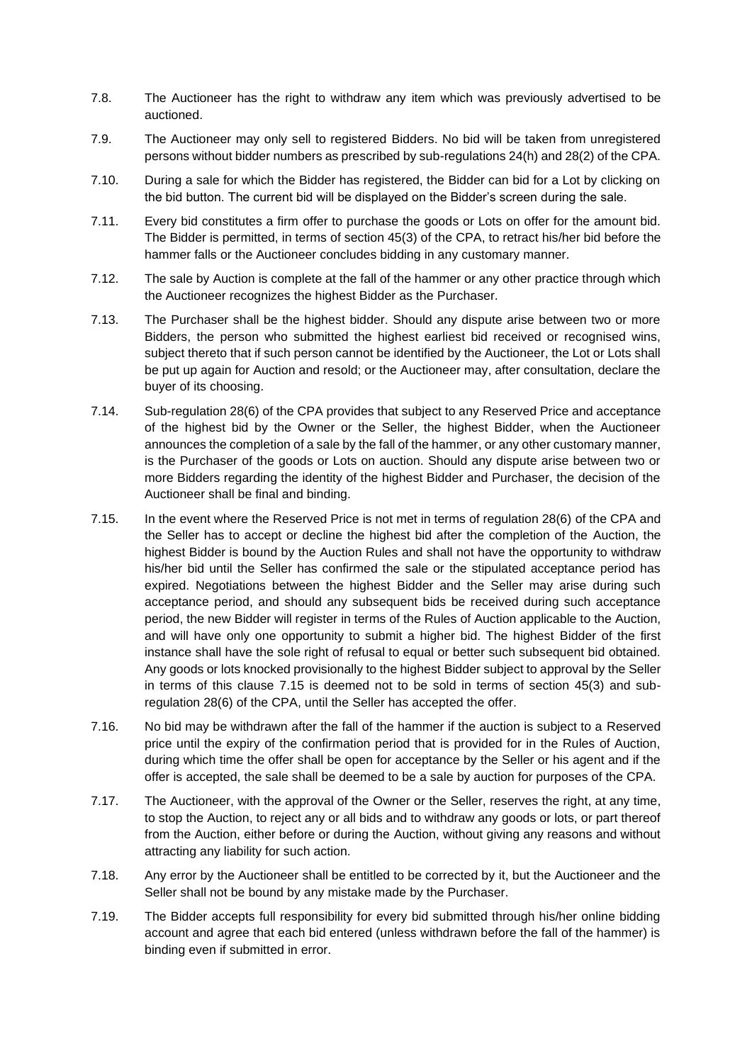7.8. The Auctioneer has the right to withdraw any item which was previously advertised to be auctioned.

7.9. The Auctioneer may only sell to registered Bidders. No bid will be taken from unregistered persons without bidder numbers as prescribed by sub-regulations 24(h) and 28(2) of the CPA.

7.10. During a sale for which the Bidder has registered, the Bidder can bid for a Lot by clicking on the bid button. The current bid will be displayed on the Bidder's screen during the sale.

7.11. Every bid constitutes a firm offer to purchase the goods or Lots on offer for the amount bid. The Bidder is permitted, in terms of section 45(3) of the CPA, to retract his/her bid before the hammer falls or the Auctioneer concludes bidding in any customary manner.

7.12. The sale by Auction is complete at the fall of the hammer or any other practice through which the Auctioneer recognizes the highest Bidder as the Purchaser.

7.13. The Purchaser shall be the highest bidder. Should any dispute arise between two or more Bidders, the person who submitted the highest earliest bid received or recognised wins, subject thereto that if such person cannot be identified by the Auctioneer, the Lot or Lots shall be put up again for Auction and resold; or the Auctioneer may, after consultation, declare the buyer of its choosing.

7.14. Sub-regulation 28(6) of the CPA provides that subject to any Reserved Price and acceptance of the highest bid by the Owner or the Seller, the highest Bidder, when the Auctioneer announces the completion of a sale by the fall of the hammer, or any other customary manner, is the Purchaser of the goods or Lots on auction. Should any dispute arise between two or more Bidders regarding the identity of the highest Bidder and Purchaser, the decision of the Auctioneer shall be final and binding.

7.15. In the event where the Reserved Price is not met in terms of regulation 28(6) of the CPA and the Seller has to accept or decline the highest bid after the completion of the Auction, the highest Bidder is bound by the Auction Rules and shall not have the opportunity to withdraw his/her bid until the Seller has confirmed the sale or the stipulated acceptance period has expired. Negotiations between the highest Bidder and the Seller may arise during such acceptance period, and should any subsequent bids be received during such acceptance period, the new Bidder will register in terms of the Rules of Auction applicable to the Auction, and will have only one opportunity to submit a higher bid. The highest Bidder of the first instance shall have the sole right of refusal to equal or better such subsequent bid obtained. Any goods or lots knocked provisionally to the highest Bidder subject to approval by the Seller in terms of this clause 7.15 is deemed not to be sold in terms of section 45(3) and sub-regulation 28(6) of the CPA, until the Seller has accepted the offer.

7.16. No bid may be withdrawn after the fall of the hammer if the auction is subject to a Reserved price until the expiry of the confirmation period that is provided for in the Rules of Auction, during which time the offer shall be open for acceptance by the Seller or his agent and if the offer is accepted, the sale shall be deemed to be a sale by auction for purposes of the CPA.

7.17. The Auctioneer, with the approval of the Owner or the Seller, reserves the right, at any time, to stop the Auction, to reject any or all bids and to withdraw any goods or lots, or part thereof from the Auction, either before or during the Auction, without giving any reasons and without attracting any liability for such action.

7.18. Any error by the Auctioneer shall be entitled to be corrected by it, but the Auctioneer and the Seller shall not be bound by any mistake made by the Purchaser.

7.19. The Bidder accepts full responsibility for every bid submitted through his/her online bidding account and agree that each bid entered (unless withdrawn before the fall of the hammer) is binding even if submitted in error.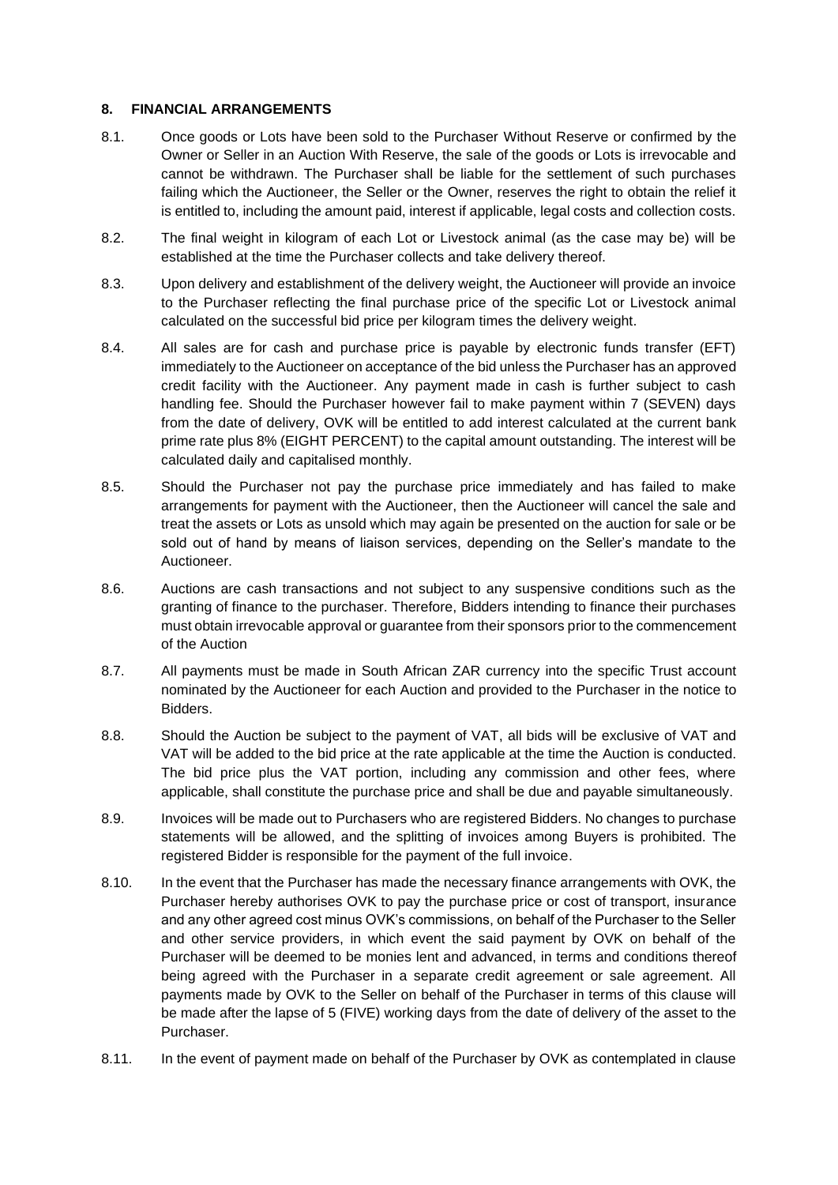**8. FINANCIAL ARRANGEMENTS**

8.1. Once goods or Lots have been sold to the Purchaser Without Reserve or confirmed by the Owner or Seller in an Auction With Reserve, the sale of the goods or Lots is irrevocable and cannot be withdrawn. The Purchaser shall be liable for the settlement of such purchases failing which the Auctioneer, the Seller or the Owner, reserves the right to obtain the relief it is entitled to, including the amount paid, interest if applicable, legal costs and collection costs.

8.2. The final weight in kilogram of each Lot or Livestock animal (as the case may be) will be established at the time the Purchaser collects and take delivery thereof.

8.3. Upon delivery and establishment of the delivery weight, the Auctioneer will provide an invoice to the Purchaser reflecting the final purchase price of the specific Lot or Livestock animal calculated on the successful bid price per kilogram times the delivery weight.

8.4. All sales are for cash and purchase price is payable by electronic funds transfer (EFT) immediately to the Auctioneer on acceptance of the bid unless the Purchaser has an approved credit facility with the Auctioneer. Any payment made in cash is further subject to cash handling fee. Should the Purchaser however fail to make payment within 7 (SEVEN) days from the date of delivery, OVK will be entitled to add interest calculated at the current bank prime rate plus 8% (EIGHT PERCENT) to the capital amount outstanding. The interest will be calculated daily and capitalised monthly.

8.5. Should the Purchaser not pay the purchase price immediately and has failed to make arrangements for payment with the Auctioneer, then the Auctioneer will cancel the sale and treat the assets or Lots as unsold which may again be presented on the auction for sale or be sold out of hand by means of liaison services, depending on the Seller's mandate to the Auctioneer.

8.6. Auctions are cash transactions and not subject to any suspensive conditions such as the granting of finance to the purchaser. Therefore, Bidders intending to finance their purchases must obtain irrevocable approval or guarantee from their sponsors prior to the commencement of the Auction

8.7. All payments must be made in South African ZAR currency into the specific Trust account nominated by the Auctioneer for each Auction and provided to the Purchaser in the notice to Bidders.

8.8. Should the Auction be subject to the payment of VAT, all bids will be exclusive of VAT and VAT will be added to the bid price at the rate applicable at the time the Auction is conducted. The bid price plus the VAT portion, including any commission and other fees, where applicable, shall constitute the purchase price and shall be due and payable simultaneously.

8.9. Invoices will be made out to Purchasers who are registered Bidders. No changes to purchase statements will be allowed, and the splitting of invoices among Buyers is prohibited. The registered Bidder is responsible for the payment of the full invoice.

8.10. In the event that the Purchaser has made the necessary finance arrangements with OVK, the Purchaser hereby authorises OVK to pay the purchase price or cost of transport, insurance and any other agreed cost minus OVK's commissions, on behalf of the Purchaser to the Seller and other service providers, in which event the said payment by OVK on behalf of the Purchaser will be deemed to be monies lent and advanced, in terms and conditions thereof being agreed with the Purchaser in a separate credit agreement or sale agreement. All payments made by OVK to the Seller on behalf of the Purchaser in terms of this clause will be made after the lapse of 5 (FIVE) working days from the date of delivery of the asset to the Purchaser.

8.11. In the event of payment made on behalf of the Purchaser by OVK as contemplated in clause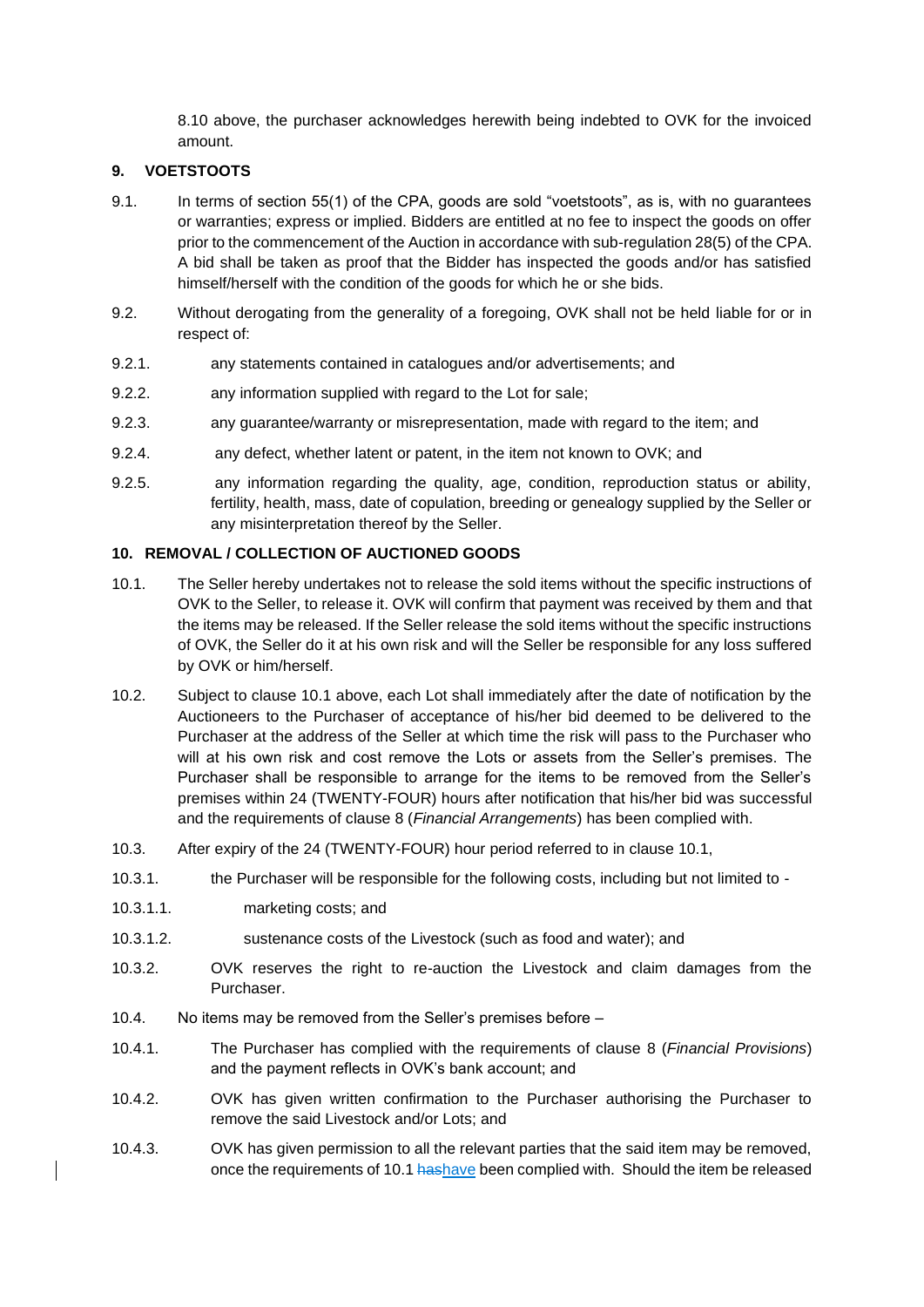8.10 above, the purchaser acknowledges herewith being indebted to OVK for the invoiced amount.

## 9. VOETSTOOTS

9.1. In terms of section 55(1) of the CPA, goods are sold "voetstoots", as is, with no guarantees or warranties; express or implied. Bidders are entitled at no fee to inspect the goods on offer prior to the commencement of the Auction in accordance with sub-regulation 28(5) of the CPA. A bid shall be taken as proof that the Bidder has inspected the goods and/or has satisfied himself/herself with the condition of the goods for which he or she bids.

9.2. Without derogating from the generality of a foregoing, OVK shall not be held liable for or in respect of:

9.2.1. any statements contained in catalogues and/or advertisements; and

9.2.2. any information supplied with regard to the Lot for sale;

9.2.3. any guarantee/warranty or misrepresentation, made with regard to the item; and

9.2.4. any defect, whether latent or patent, in the item not known to OVK; and

9.2.5. any information regarding the quality, age, condition, reproduction status or ability, fertility, health, mass, date of copulation, breeding or genealogy supplied by the Seller or any misinterpretation thereof by the Seller.

## 10. REMOVAL / COLLECTION OF AUCTIONED GOODS

10.1. The Seller hereby undertakes not to release the sold items without the specific instructions of OVK to the Seller, to release it. OVK will confirm that payment was received by them and that the items may be released. If the Seller release the sold items without the specific instructions of OVK, the Seller do it at his own risk and will the Seller be responsible for any loss suffered by OVK or him/herself.

10.2. Subject to clause 10.1 above, each Lot shall immediately after the date of notification by the Auctioneers to the Purchaser of acceptance of his/her bid deemed to be delivered to the Purchaser at the address of the Seller at which time the risk will pass to the Purchaser who will at his own risk and cost remove the Lots or assets from the Seller's premises. The Purchaser shall be responsible to arrange for the items to be removed from the Seller's premises within 24 (TWENTY-FOUR) hours after notification that his/her bid was successful and the requirements of clause 8 (*Financial Arrangements*) has been complied with.

10.3. After expiry of the 24 (TWENTY-FOUR) hour period referred to in clause 10.1,

10.3.1. the Purchaser will be responsible for the following costs, including but not limited to -

10.3.1.1. marketing costs; and

10.3.1.2. sustenance costs of the Livestock (such as food and water); and

10.3.2. OVK reserves the right to re-auction the Livestock and claim damages from the Purchaser.

10.4. No items may be removed from the Seller's premises before –

10.4.1. The Purchaser has complied with the requirements of clause 8 (*Financial Provisions*) and the payment reflects in OVK's bank account; and

10.4.2. OVK has given written confirmation to the Purchaser authorising the Purchaser to remove the said Livestock and/or Lots; and

10.4.3. OVK has given permission to all the relevant parties that the said item may be removed, once the requirements of 10.1 ~~has~~have been complied with. Should the item be released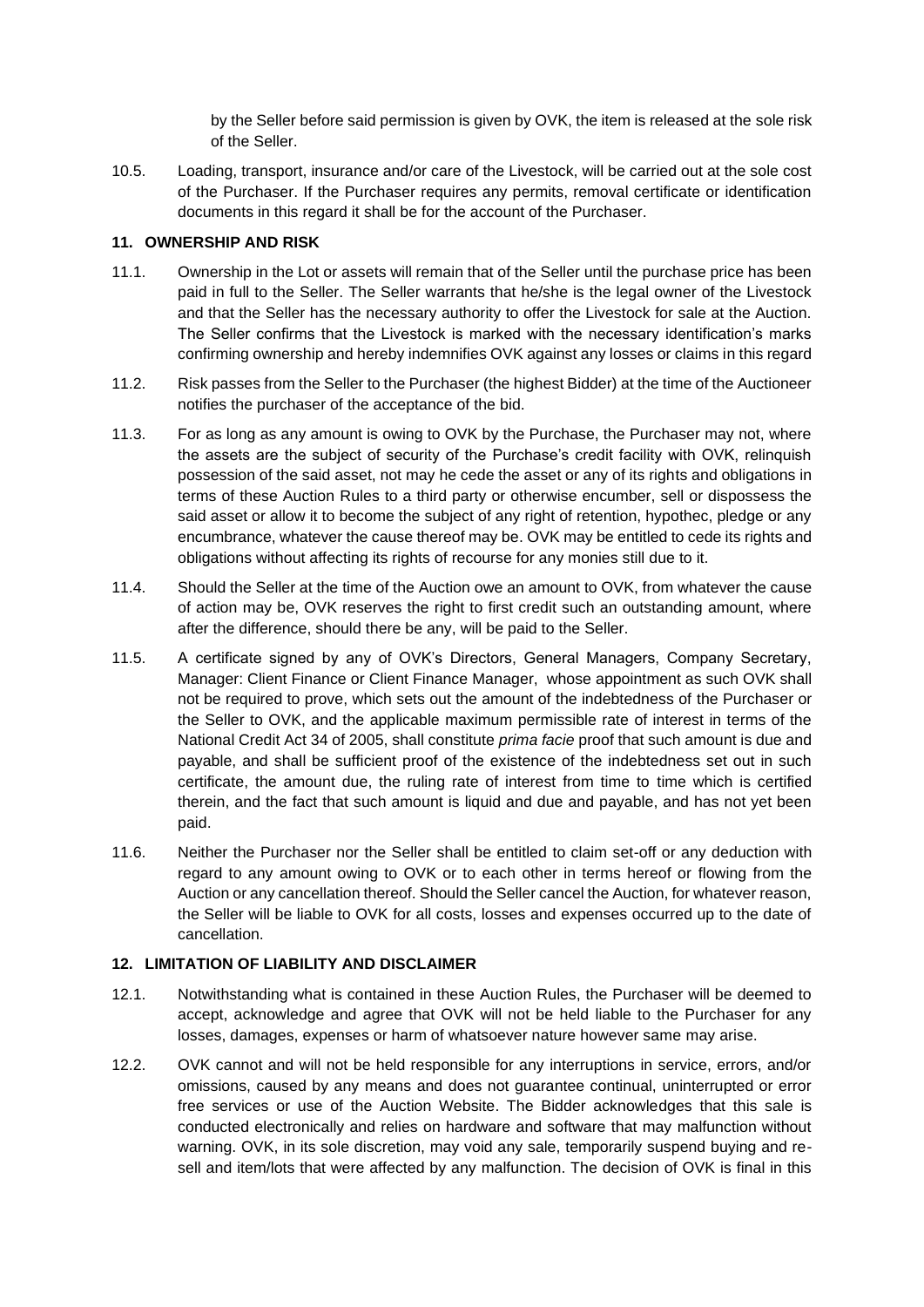by the Seller before said permission is given by OVK, the item is released at the sole risk of the Seller.

10.5. Loading, transport, insurance and/or care of the Livestock, will be carried out at the sole cost of the Purchaser. If the Purchaser requires any permits, removal certificate or identification documents in this regard it shall be for the account of the Purchaser.

**11. OWNERSHIP AND RISK**

11.1. Ownership in the Lot or assets will remain that of the Seller until the purchase price has been paid in full to the Seller. The Seller warrants that he/she is the legal owner of the Livestock and that the Seller has the necessary authority to offer the Livestock for sale at the Auction. The Seller confirms that the Livestock is marked with the necessary identification's marks confirming ownership and hereby indemnifies OVK against any losses or claims in this regard

11.2. Risk passes from the Seller to the Purchaser (the highest Bidder) at the time of the Auctioneer notifies the purchaser of the acceptance of the bid.

11.3. For as long as any amount is owing to OVK by the Purchase, the Purchaser may not, where the assets are the subject of security of the Purchase's credit facility with OVK, relinquish possession of the said asset, not may he cede the asset or any of its rights and obligations in terms of these Auction Rules to a third party or otherwise encumber, sell or dispossess the said asset or allow it to become the subject of any right of retention, hypothec, pledge or any encumbrance, whatever the cause thereof may be. OVK may be entitled to cede its rights and obligations without affecting its rights of recourse for any monies still due to it.

11.4. Should the Seller at the time of the Auction owe an amount to OVK, from whatever the cause of action may be, OVK reserves the right to first credit such an outstanding amount, where after the difference, should there be any, will be paid to the Seller.

11.5. A certificate signed by any of OVK's Directors, General Managers, Company Secretary, Manager: Client Finance or Client Finance Manager, whose appointment as such OVK shall not be required to prove, which sets out the amount of the indebtedness of the Purchaser or the Seller to OVK, and the applicable maximum permissible rate of interest in terms of the National Credit Act 34 of 2005, shall constitute *prima facie* proof that such amount is due and payable, and shall be sufficient proof of the existence of the indebtedness set out in such certificate, the amount due, the ruling rate of interest from time to time which is certified therein, and the fact that such amount is liquid and due and payable, and has not yet been paid.

11.6. Neither the Purchaser nor the Seller shall be entitled to claim set-off or any deduction with regard to any amount owing to OVK or to each other in terms hereof or flowing from the Auction or any cancellation thereof. Should the Seller cancel the Auction, for whatever reason, the Seller will be liable to OVK for all costs, losses and expenses occurred up to the date of cancellation.

**12. LIMITATION OF LIABILITY AND DISCLAIMER**

12.1. Notwithstanding what is contained in these Auction Rules, the Purchaser will be deemed to accept, acknowledge and agree that OVK will not be held liable to the Purchaser for any losses, damages, expenses or harm of whatsoever nature however same may arise.

12.2. OVK cannot and will not be held responsible for any interruptions in service, errors, and/or omissions, caused by any means and does not guarantee continual, uninterrupted or error free services or use of the Auction Website. The Bidder acknowledges that this sale is conducted electronically and relies on hardware and software that may malfunction without warning. OVK, in its sole discretion, may void any sale, temporarily suspend buying and re-sell and item/lots that were affected by any malfunction. The decision of OVK is final in this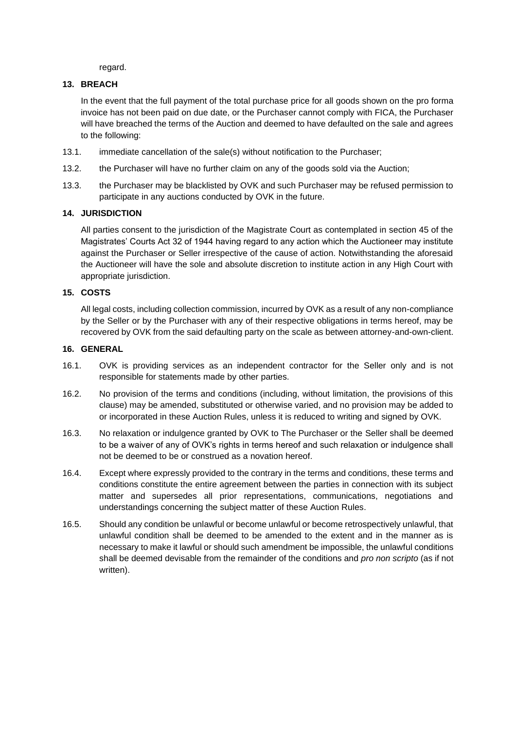regard.

## 13. BREACH

In the event that the full payment of the total purchase price for all goods shown on the pro forma invoice has not been paid on due date, or the Purchaser cannot comply with FICA, the Purchaser will have breached the terms of the Auction and deemed to have defaulted on the sale and agrees to the following:

13.1. immediate cancellation of the sale(s) without notification to the Purchaser;

13.2. the Purchaser will have no further claim on any of the goods sold via the Auction;

13.3. the Purchaser may be blacklisted by OVK and such Purchaser may be refused permission to participate in any auctions conducted by OVK in the future.

## 14. JURISDICTION

All parties consent to the jurisdiction of the Magistrate Court as contemplated in section 45 of the Magistrates' Courts Act 32 of 1944 having regard to any action which the Auctioneer may institute against the Purchaser or Seller irrespective of the cause of action. Notwithstanding the aforesaid the Auctioneer will have the sole and absolute discretion to institute action in any High Court with appropriate jurisdiction.

## 15. COSTS

All legal costs, including collection commission, incurred by OVK as a result of any non-compliance by the Seller or by the Purchaser with any of their respective obligations in terms hereof, may be recovered by OVK from the said defaulting party on the scale as between attorney-and-own-client.

## 16. GENERAL

16.1. OVK is providing services as an independent contractor for the Seller only and is not responsible for statements made by other parties.

16.2. No provision of the terms and conditions (including, without limitation, the provisions of this clause) may be amended, substituted or otherwise varied, and no provision may be added to or incorporated in these Auction Rules, unless it is reduced to writing and signed by OVK.

16.3. No relaxation or indulgence granted by OVK to The Purchaser or the Seller shall be deemed to be a waiver of any of OVK's rights in terms hereof and such relaxation or indulgence shall not be deemed to be or construed as a novation hereof.

16.4. Except where expressly provided to the contrary in the terms and conditions, these terms and conditions constitute the entire agreement between the parties in connection with its subject matter and supersedes all prior representations, communications, negotiations and understandings concerning the subject matter of these Auction Rules.

16.5. Should any condition be unlawful or become unlawful or become retrospectively unlawful, that unlawful condition shall be deemed to be amended to the extent and in the manner as is necessary to make it lawful or should such amendment be impossible, the unlawful conditions shall be deemed devisable from the remainder of the conditions and *pro non scripto* (as if not written).